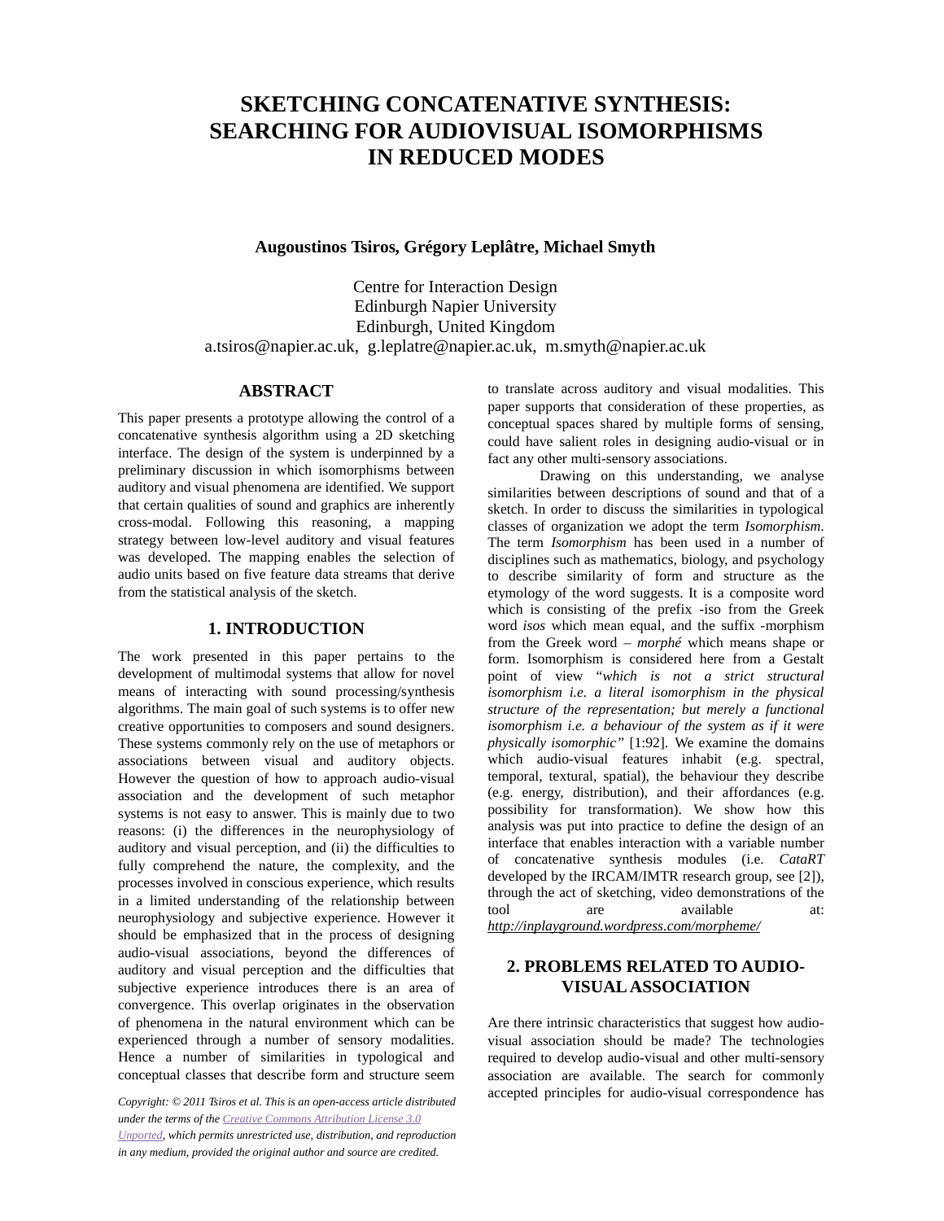# SKETCHING CONCATENATIVE SYNTHESIS: SEARCHING FOR AUDIOVISUAL ISOMORPHISMS IN REDUCED MODES

**Augoustinos Tsiros, Grégory Leplâtre, Michael Smyth**

Centre for Interaction Design
Edinburgh Napier University
Edinburgh, United Kingdom
a.tsiros@napier.ac.uk, g.leplatre@napier.ac.uk, m.smyth@napier.ac.uk

## ABSTRACT

This paper presents a prototype allowing the control of a concatenative synthesis algorithm using a 2D sketching interface. The design of the system is underpinned by a preliminary discussion in which isomorphisms between auditory and visual phenomena are identified. We support that certain qualities of sound and graphics are inherently cross-modal. Following this reasoning, a mapping strategy between low-level auditory and visual features was developed. The mapping enables the selection of audio units based on five feature data streams that derive from the statistical analysis of the sketch.

## 1. INTRODUCTION

The work presented in this paper pertains to the development of multimodal systems that allow for novel means of interacting with sound processing/synthesis algorithms. The main goal of such systems is to offer new creative opportunities to composers and sound designers. These systems commonly rely on the use of metaphors or associations between visual and auditory objects. However the question of how to approach audio-visual association and the development of such metaphor systems is not easy to answer. This is mainly due to two reasons: (i) the differences in the neurophysiology of auditory and visual perception, and (ii) the difficulties to fully comprehend the nature, the complexity, and the processes involved in conscious experience, which results in a limited understanding of the relationship between neurophysiology and subjective experience. However it should be emphasized that in the process of designing audio-visual associations, beyond the differences of auditory and visual perception and the difficulties that subjective experience introduces there is an area of convergence. This overlap originates in the observation of phenomena in the natural environment which can be experienced through a number of sensory modalities. Hence a number of similarities in typological and conceptual classes that describe form and structure seem to translate across auditory and visual modalities. This paper supports that consideration of these properties, as conceptual spaces shared by multiple forms of sensing, could have salient roles in designing audio-visual or in fact any other multi-sensory associations.

Drawing on this understanding, we analyse similarities between descriptions of sound and that of a sketch. In order to discuss the similarities in typological classes of organization we adopt the term *Isomorphism*. The term *Isomorphism* has been used in a number of disciplines such as mathematics, biology, and psychology to describe similarity of form and structure as the etymology of the word suggests. It is a composite word which is consisting of the prefix -iso from the Greek word *isos* which mean equal, and the suffix -morphism from the Greek word – *morphé* which means shape or form. Isomorphism is considered here from a Gestalt point of view *"which is not a strict structural isomorphism i.e. a literal isomorphism in the physical structure of the representation; but merely a functional isomorphism i.e. a behaviour of the system as if it were physically isomorphic"* [1:92]. We examine the domains which audio-visual features inhabit (e.g. spectral, temporal, textural, spatial), the behaviour they describe (e.g. energy, distribution), and their affordances (e.g. possibility for transformation). We show how this analysis was put into practice to define the design of an interface that enables interaction with a variable number of concatenative synthesis modules (i.e. *CataRT* developed by the IRCAM/IMTR research group, see [2]), through the act of sketching, video demonstrations of the tool are available at: *http://inplayground.wordpress.com/morpheme/*

## 2. PROBLEMS RELATED TO AUDIO-VISUAL ASSOCIATION

Are there intrinsic characteristics that suggest how audio-visual association should be made? The technologies required to develop audio-visual and other multi-sensory association are available. The search for commonly accepted principles for audio-visual correspondence has

*Copyright: © 2011 Tsiros et al. This is an open-access article distributed under the terms of the Creative Commons Attribution License 3.0 Unported, which permits unrestricted use, distribution, and reproduction in any medium, provided the original author and source are credited.*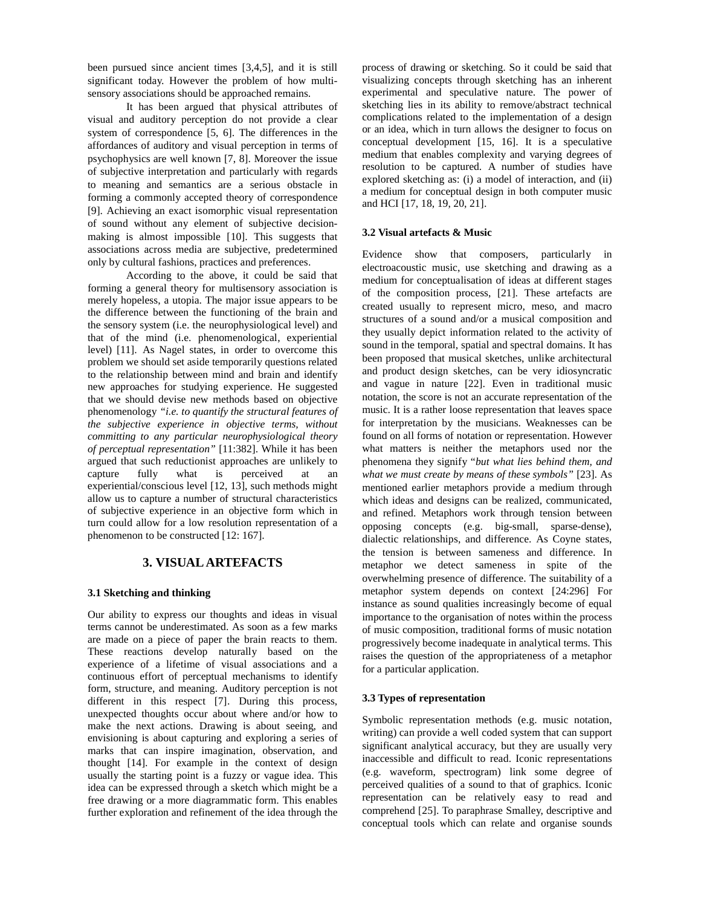been pursued since ancient times [3,4,5], and it is still significant today. However the problem of how multi-sensory associations should be approached remains.

It has been argued that physical attributes of visual and auditory perception do not provide a clear system of correspondence [5, 6]. The differences in the affordances of auditory and visual perception in terms of psychophysics are well known [7, 8]. Moreover the issue of subjective interpretation and particularly with regards to meaning and semantics are a serious obstacle in forming a commonly accepted theory of correspondence [9]. Achieving an exact isomorphic visual representation of sound without any element of subjective decision-making is almost impossible [10]. This suggests that associations across media are subjective, predetermined only by cultural fashions, practices and preferences.

According to the above, it could be said that forming a general theory for multisensory association is merely hopeless, a utopia. The major issue appears to be the difference between the functioning of the brain and the sensory system (i.e. the neurophysiological level) and that of the mind (i.e. phenomenological, experiential level) [11]. As Nagel states, in order to overcome this problem we should set aside temporarily questions related to the relationship between mind and brain and identify new approaches for studying experience. He suggested that we should devise new methods based on objective phenomenology *"i.e. to quantify the structural features of the subjective experience in objective terms, without committing to any particular neurophysiological theory of perceptual representation"* [11:382]. While it has been argued that such reductionist approaches are unlikely to capture fully what is perceived at an experiential/conscious level [12, 13], such methods might allow us to capture a number of structural characteristics of subjective experience in an objective form which in turn could allow for a low resolution representation of a phenomenon to be constructed [12: 167].

## 3. VISUAL ARTEFACTS

### 3.1 Sketching and thinking

Our ability to express our thoughts and ideas in visual terms cannot be underestimated. As soon as a few marks are made on a piece of paper the brain reacts to them. These reactions develop naturally based on the experience of a lifetime of visual associations and a continuous effort of perceptual mechanisms to identify form, structure, and meaning. Auditory perception is not different in this respect [7]. During this process, unexpected thoughts occur about where and/or how to make the next actions. Drawing is about seeing, and envisioning is about capturing and exploring a series of marks that can inspire imagination, observation, and thought [14]. For example in the context of design usually the starting point is a fuzzy or vague idea. This idea can be expressed through a sketch which might be a free drawing or a more diagrammatic form. This enables further exploration and refinement of the idea through the process of drawing or sketching. So it could be said that visualizing concepts through sketching has an inherent experimental and speculative nature. The power of sketching lies in its ability to remove/abstract technical complications related to the implementation of a design or an idea, which in turn allows the designer to focus on conceptual development [15, 16]. It is a speculative medium that enables complexity and varying degrees of resolution to be captured. A number of studies have explored sketching as: (i) a model of interaction, and (ii) a medium for conceptual design in both computer music and HCI [17, 18, 19, 20, 21].

### 3.2 Visual artefacts & Music

Evidence show that composers, particularly in electroacoustic music, use sketching and drawing as a medium for conceptualisation of ideas at different stages of the composition process, [21]. These artefacts are created usually to represent micro, meso, and macro structures of a sound and/or a musical composition and they usually depict information related to the activity of sound in the temporal, spatial and spectral domains. It has been proposed that musical sketches, unlike architectural and product design sketches, can be very idiosyncratic and vague in nature [22]. Even in traditional music notation, the score is not an accurate representation of the music. It is a rather loose representation that leaves space for interpretation by the musicians. Weaknesses can be found on all forms of notation or representation. However what matters is neither the metaphors used nor the phenomena they signify "*but what lies behind them, and what we must create by means of these symbols"* [23]. As mentioned earlier metaphors provide a medium through which ideas and designs can be realized, communicated, and refined. Metaphors work through tension between opposing concepts (e.g. big-small, sparse-dense), dialectic relationships, and difference. As Coyne states, the tension is between sameness and difference. In metaphor we detect sameness in spite of the overwhelming presence of difference. The suitability of a metaphor system depends on context [24:296] For instance as sound qualities increasingly become of equal importance to the organisation of notes within the process of music composition, traditional forms of music notation progressively become inadequate in analytical terms. This raises the question of the appropriateness of a metaphor for a particular application.

### 3.3 Types of representation

Symbolic representation methods (e.g. music notation, writing) can provide a well coded system that can support significant analytical accuracy, but they are usually very inaccessible and difficult to read. Iconic representations (e.g. waveform, spectrogram) link some degree of perceived qualities of a sound to that of graphics. Iconic representation can be relatively easy to read and comprehend [25]. To paraphrase Smalley, descriptive and conceptual tools which can relate and organise sounds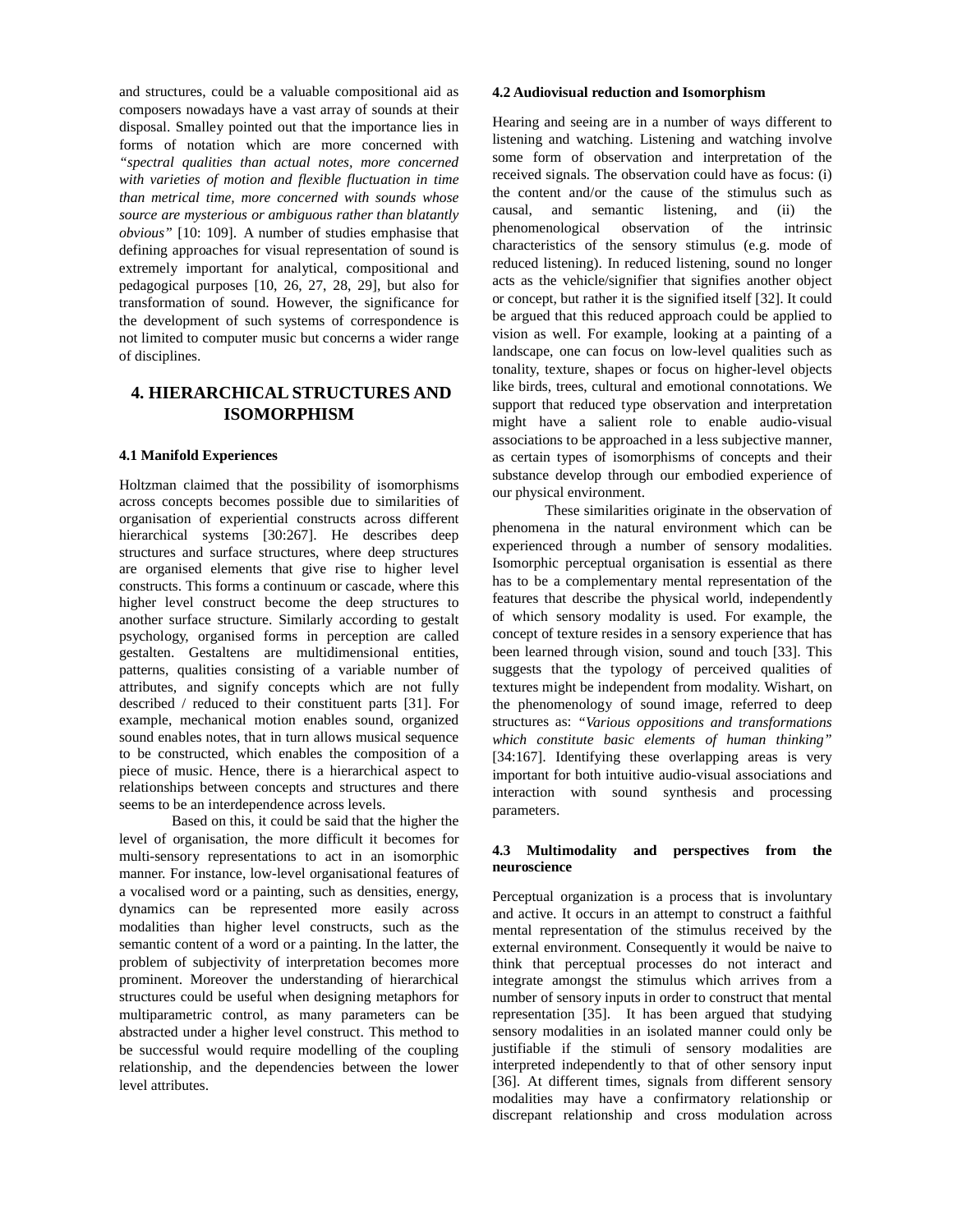and structures, could be a valuable compositional aid as composers nowadays have a vast array of sounds at their disposal. Smalley pointed out that the importance lies in forms of notation which are more concerned with *"spectral qualities than actual notes, more concerned with varieties of motion and flexible fluctuation in time than metrical time, more concerned with sounds whose source are mysterious or ambiguous rather than blatantly obvious"* [10: 109]. A number of studies emphasise that defining approaches for visual representation of sound is extremely important for analytical, compositional and pedagogical purposes [10, 26, 27, 28, 29], but also for transformation of sound. However, the significance for the development of such systems of correspondence is not limited to computer music but concerns a wider range of disciplines.

## 4. HIERARCHICAL STRUCTURES AND ISOMORPHISM

### 4.1 Manifold Experiences

Holtzman claimed that the possibility of isomorphisms across concepts becomes possible due to similarities of organisation of experiential constructs across different hierarchical systems [30:267]. He describes deep structures and surface structures, where deep structures are organised elements that give rise to higher level constructs. This forms a continuum or cascade, where this higher level construct become the deep structures to another surface structure. Similarly according to gestalt psychology, organised forms in perception are called gestalten. Gestaltens are multidimensional entities, patterns, qualities consisting of a variable number of attributes, and signify concepts which are not fully described / reduced to their constituent parts [31]. For example, mechanical motion enables sound, organized sound enables notes, that in turn allows musical sequence to be constructed, which enables the composition of a piece of music. Hence, there is a hierarchical aspect to relationships between concepts and structures and there seems to be an interdependence across levels.

Based on this, it could be said that the higher the level of organisation, the more difficult it becomes for multi-sensory representations to act in an isomorphic manner. For instance, low-level organisational features of a vocalised word or a painting, such as densities, energy, dynamics can be represented more easily across modalities than higher level constructs, such as the semantic content of a word or a painting. In the latter, the problem of subjectivity of interpretation becomes more prominent. Moreover the understanding of hierarchical structures could be useful when designing metaphors for multiparametric control, as many parameters can be abstracted under a higher level construct. This method to be successful would require modelling of the coupling relationship, and the dependencies between the lower level attributes.

### 4.2 Audiovisual reduction and Isomorphism

Hearing and seeing are in a number of ways different to listening and watching. Listening and watching involve some form of observation and interpretation of the received signals. The observation could have as focus: (i) the content and/or the cause of the stimulus such as causal, and semantic listening, and (ii) the phenomenological observation of the intrinsic characteristics of the sensory stimulus (e.g. mode of reduced listening). In reduced listening, sound no longer acts as the vehicle/signifier that signifies another object or concept, but rather it is the signified itself [32]. It could be argued that this reduced approach could be applied to vision as well. For example, looking at a painting of a landscape, one can focus on low-level qualities such as tonality, texture, shapes or focus on higher-level objects like birds, trees, cultural and emotional connotations. We support that reduced type observation and interpretation might have a salient role to enable audio-visual associations to be approached in a less subjective manner, as certain types of isomorphisms of concepts and their substance develop through our embodied experience of our physical environment.

These similarities originate in the observation of phenomena in the natural environment which can be experienced through a number of sensory modalities. Isomorphic perceptual organisation is essential as there has to be a complementary mental representation of the features that describe the physical world, independently of which sensory modality is used. For example, the concept of texture resides in a sensory experience that has been learned through vision, sound and touch [33]. This suggests that the typology of perceived qualities of textures might be independent from modality. Wishart, on the phenomenology of sound image, referred to deep structures as: *"Various oppositions and transformations which constitute basic elements of human thinking"* [34:167]. Identifying these overlapping areas is very important for both intuitive audio-visual associations and interaction with sound synthesis and processing parameters.

### 4.3 Multimodality and perspectives from the neuroscience

Perceptual organization is a process that is involuntary and active. It occurs in an attempt to construct a faithful mental representation of the stimulus received by the external environment. Consequently it would be naive to think that perceptual processes do not interact and integrate amongst the stimulus which arrives from a number of sensory inputs in order to construct that mental representation [35]. It has been argued that studying sensory modalities in an isolated manner could only be justifiable if the stimuli of sensory modalities are interpreted independently to that of other sensory input [36]. At different times, signals from different sensory modalities may have a confirmatory relationship or discrepant relationship and cross modulation across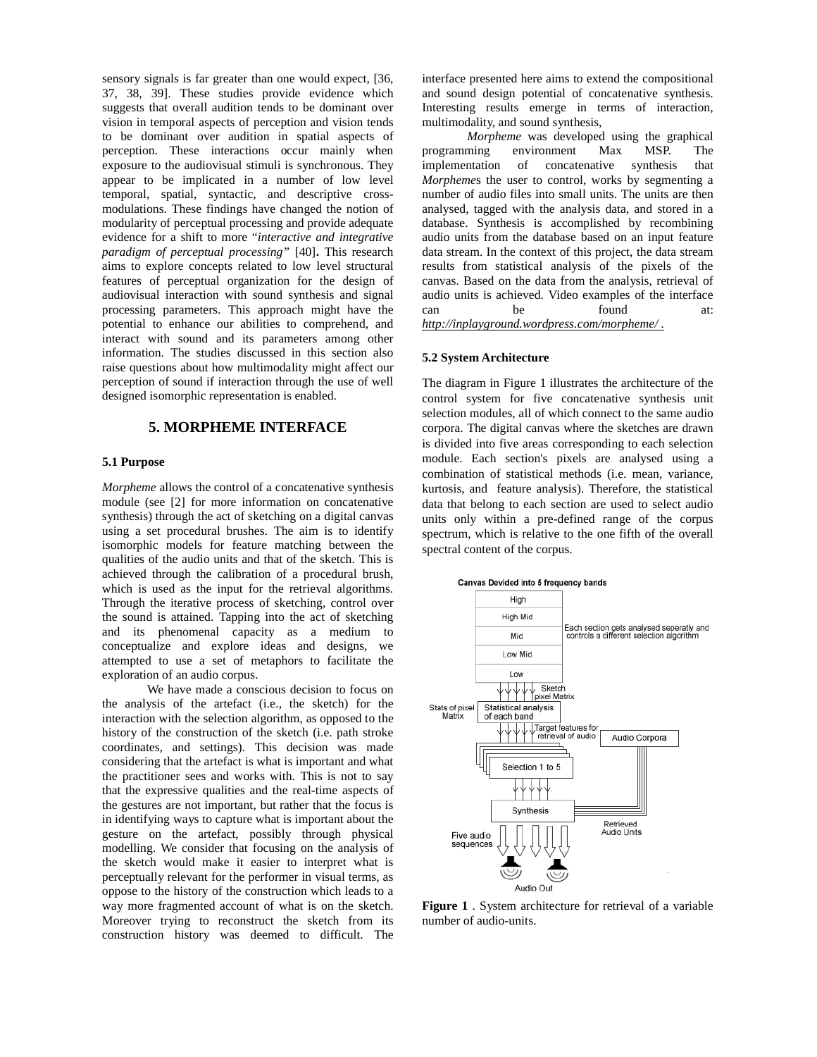sensory signals is far greater than one would expect, [36, 37, 38, 39]. These studies provide evidence which suggests that overall audition tends to be dominant over vision in temporal aspects of perception and vision tends to be dominant over audition in spatial aspects of perception. These interactions occur mainly when exposure to the audiovisual stimuli is synchronous. They appear to be implicated in a number of low level temporal, spatial, syntactic, and descriptive cross-modulations. These findings have changed the notion of modularity of perceptual processing and provide adequate evidence for a shift to more "*interactive and integrative paradigm of perceptual processing"* [40]**.** This research aims to explore concepts related to low level structural features of perceptual organization for the design of audiovisual interaction with sound synthesis and signal processing parameters. This approach might have the potential to enhance our abilities to comprehend, and interact with sound and its parameters among other information. The studies discussed in this section also raise questions about how multimodality might affect our perception of sound if interaction through the use of well designed isomorphic representation is enabled.

## 5. MORPHEME INTERFACE

### 5.1 Purpose

*Morpheme* allows the control of a concatenative synthesis module (see [2] for more information on concatenative synthesis) through the act of sketching on a digital canvas using a set procedural brushes. The aim is to identify isomorphic models for feature matching between the qualities of the audio units and that of the sketch. This is achieved through the calibration of a procedural brush, which is used as the input for the retrieval algorithms. Through the iterative process of sketching, control over the sound is attained. Tapping into the act of sketching and its phenomenal capacity as a medium to conceptualize and explore ideas and designs, we attempted to use a set of metaphors to facilitate the exploration of an audio corpus.

We have made a conscious decision to focus on the analysis of the artefact (i.e., the sketch) for the interaction with the selection algorithm, as opposed to the history of the construction of the sketch (i.e. path stroke coordinates, and settings). This decision was made considering that the artefact is what is important and what the practitioner sees and works with. This is not to say that the expressive qualities and the real-time aspects of the gestures are not important, but rather that the focus is in identifying ways to capture what is important about the gesture on the artefact, possibly through physical modelling. We consider that focusing on the analysis of the sketch would make it easier to interpret what is perceptually relevant for the performer in visual terms, as oppose to the history of the construction which leads to a way more fragmented account of what is on the sketch. Moreover trying to reconstruct the sketch from its construction history was deemed to difficult. The interface presented here aims to extend the compositional and sound design potential of concatenative synthesis. Interesting results emerge in terms of interaction, multimodality, and sound synthesis,

*Morpheme* was developed using the graphical programming environment Max MSP. The implementation of concatenative synthesis that *Morpheme*s the user to control, works by segmenting a number of audio files into small units. The units are then analysed, tagged with the analysis data, and stored in a database. Synthesis is accomplished by recombining audio units from the database based on an input feature data stream. In the context of this project, the data stream results from statistical analysis of the pixels of the canvas. Based on the data from the analysis, retrieval of audio units is achieved. Video examples of the interface can be found at: *http://inplayground.wordpress.com/morpheme/* .

### 5.2 System Architecture

The diagram in Figure 1 illustrates the architecture of the control system for five concatenative synthesis unit selection modules, all of which connect to the same audio corpora. The digital canvas where the sketches are drawn is divided into five areas corresponding to each selection module. Each section's pixels are analysed using a combination of statistical methods (i.e. mean, variance, kurtosis, and feature analysis). Therefore, the statistical data that belong to each section are used to select audio units only within a pre-defined range of the corpus spectrum, which is relative to the one fifth of the overall spectral content of the corpus.

Canvas Devided into 5 frequency bands
High
High Mid
Mid
Low Mid
Low
Each section gets analysed seperatly and controls a different selection algorithm
Sketch pixel Matrix
Stats of pixel Matrix
Statistical analysis of each band
Target features for retrieval of audio
Audio Corpora
Selection 1 to 5
Synthesis
Retrieved Audio Units
Five audio sequences
Audio Out

**Figure 1** . System architecture for retrieval of a variable number of audio-units.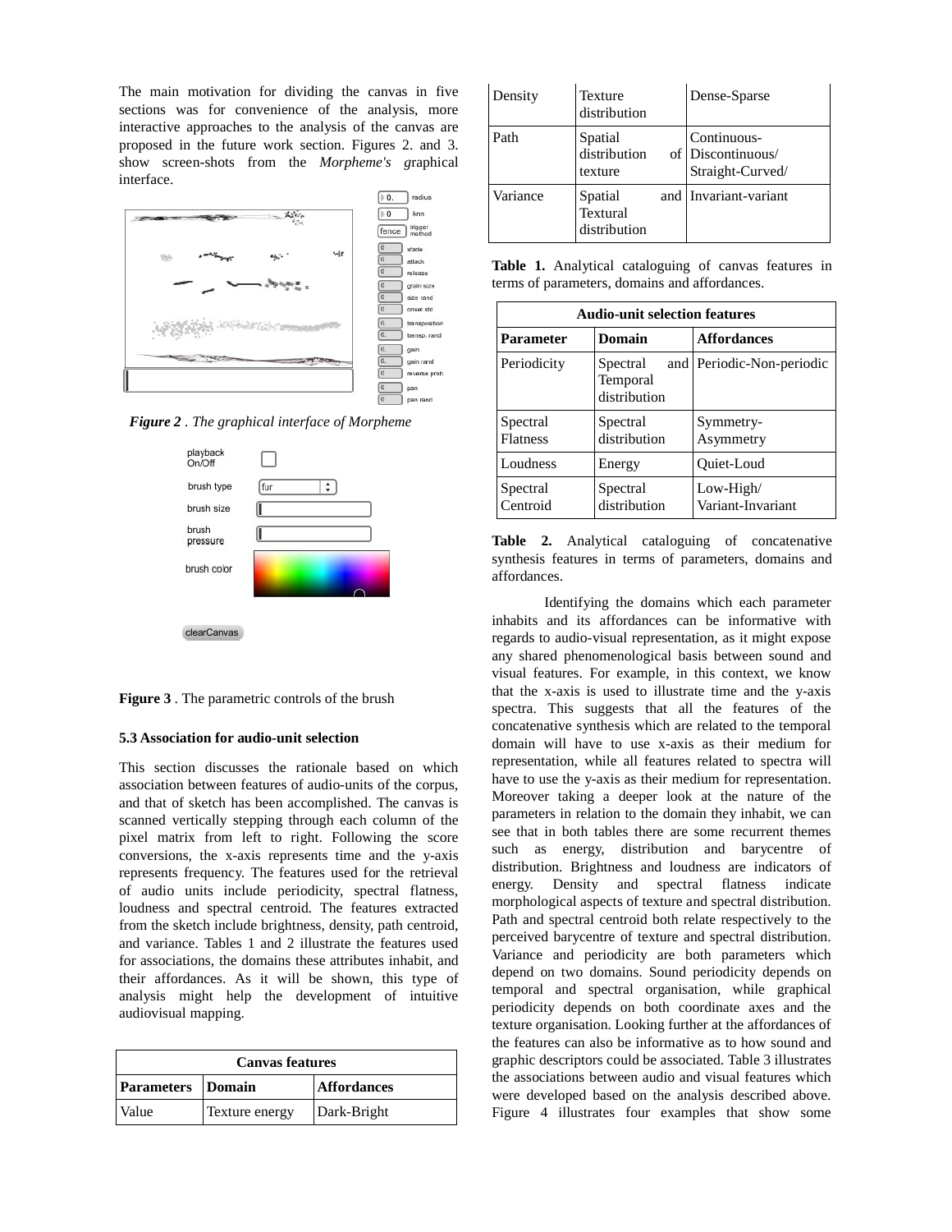The main motivation for dividing the canvas in five sections was for convenience of the analysis, more interactive approaches to the analysis of the canvas are proposed in the future work section. Figures 2. and 3. show screen-shots from the *Morpheme's* graphical interface.

***Figure 2** . The graphical interface of Morpheme*

**Figure 3** . The parametric controls of the brush

### 5.3 Association for audio-unit selection

This section discusses the rationale based on which association between features of audio-units of the corpus, and that of sketch has been accomplished. The canvas is scanned vertically stepping through each column of the pixel matrix from left to right. Following the score conversions, the x-axis represents time and the y-axis represents frequency. The features used for the retrieval of audio units include periodicity, spectral flatness, loudness and spectral centroid. The features extracted from the sketch include brightness, density, path centroid, and variance. Tables 1 and 2 illustrate the features used for associations, the domains these attributes inhabit, and their affordances. As it will be shown, this type of analysis might help the development of intuitive audiovisual mapping.

| Canvas features | | |
|---|---|---|
| **Parameters** | **Domain** | **Affordances** |
| Value | Texture energy | Dark-Bright |
| Density | Texture distribution | Dense-Sparse |
| Path | Spatial distribution of texture | Continuous-Discontinuous/ Straight-Curved/ |
| Variance | Spatial and Textural distribution | Invariant-variant |

**Table 1.** Analytical cataloguing of canvas features in terms of parameters, domains and affordances.

| Audio-unit selection features | | |
|---|---|---|
| **Parameter** | **Domain** | **Affordances** |
| Periodicity | Spectral and Temporal distribution | Periodic-Non-periodic |
| Spectral Flatness | Spectral distribution | Symmetry-Asymmetry |
| Loudness | Energy | Quiet-Loud |
| Spectral Centroid | Spectral distribution | Low-High/ Variant-Invariant |

**Table 2.** Analytical cataloguing of concatenative synthesis features in terms of parameters, domains and affordances.

Identifying the domains which each parameter inhabits and its affordances can be informative with regards to audio-visual representation, as it might expose any shared phenomenological basis between sound and visual features. For example, in this context, we know that the x-axis is used to illustrate time and the y-axis spectra. This suggests that all the features of the concatenative synthesis which are related to the temporal domain will have to use x-axis as their medium for representation, while all features related to spectra will have to use the y-axis as their medium for representation. Moreover taking a deeper look at the nature of the parameters in relation to the domain they inhabit, we can see that in both tables there are some recurrent themes such as energy, distribution and barycentre of distribution. Brightness and loudness are indicators of energy. Density and spectral flatness indicate morphological aspects of texture and spectral distribution. Path and spectral centroid both relate respectively to the perceived barycentre of texture and spectral distribution. Variance and periodicity are both parameters which depend on two domains. Sound periodicity depends on temporal and spectral organisation, while graphical periodicity depends on both coordinate axes and the texture organisation. Looking further at the affordances of the features can also be informative as to how sound and graphic descriptors could be associated. Table 3 illustrates the associations between audio and visual features which were developed based on the analysis described above. Figure 4 illustrates four examples that show some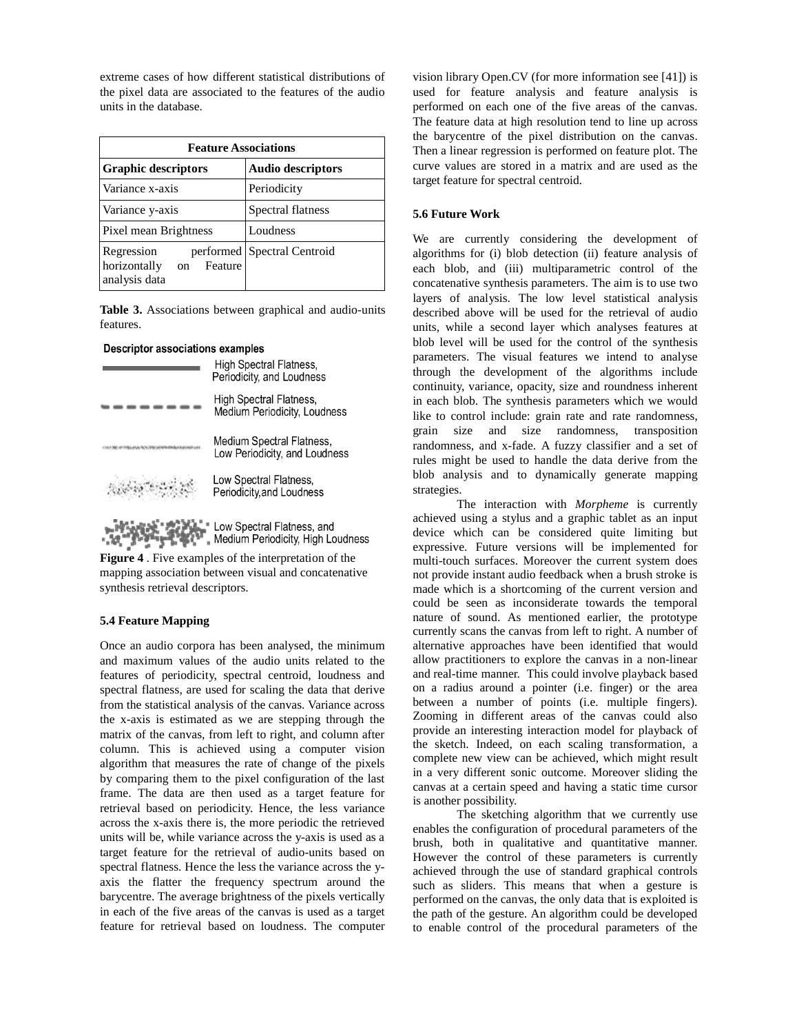extreme cases of how different statistical distributions of the pixel data are associated to the features of the audio units in the database.

| Feature Associations | |
|---|---|
| **Graphic descriptors** | **Audio descriptors** |
| Variance x-axis | Periodicity |
| Variance y-axis | Spectral flatness |
| Pixel mean Brightness | Loudness |
| Regression performed horizontally on Feature analysis data | Spectral Centroid |

**Table 3.** Associations between graphical and audio-units features.

Descriptor associations examples

High Spectral Flatness, Periodicity, and Loudness

High Spectral Flatness, Medium Periodicity, Loudness

Medium Spectral Flatness, Low Periodicity, and Loudness

Low Spectral Flatness, Periodicity,and Loudness

Low Spectral Flatness, and Medium Periodicity, High Loudness

**Figure 4** . Five examples of the interpretation of the mapping association between visual and concatenative synthesis retrieval descriptors.

### 5.4 Feature Mapping

Once an audio corpora has been analysed, the minimum and maximum values of the audio units related to the features of periodicity, spectral centroid, loudness and spectral flatness, are used for scaling the data that derive from the statistical analysis of the canvas. Variance across the x-axis is estimated as we are stepping through the matrix of the canvas, from left to right, and column after column. This is achieved using a computer vision algorithm that measures the rate of change of the pixels by comparing them to the pixel configuration of the last frame. The data are then used as a target feature for retrieval based on periodicity. Hence, the less variance across the x-axis there is, the more periodic the retrieved units will be, while variance across the y-axis is used as a target feature for the retrieval of audio-units based on spectral flatness. Hence the less the variance across the y-axis the flatter the frequency spectrum around the barycentre. The average brightness of the pixels vertically in each of the five areas of the canvas is used as a target feature for retrieval based on loudness. The computer vision library Open.CV (for more information see [41]) is used for feature analysis and feature analysis is performed on each one of the five areas of the canvas. The feature data at high resolution tend to line up across the barycentre of the pixel distribution on the canvas. Then a linear regression is performed on feature plot. The curve values are stored in a matrix and are used as the target feature for spectral centroid.

### 5.6 Future Work

We are currently considering the development of algorithms for (i) blob detection (ii) feature analysis of each blob, and (iii) multiparametric control of the concatenative synthesis parameters. The aim is to use two layers of analysis. The low level statistical analysis described above will be used for the retrieval of audio units, while a second layer which analyses features at blob level will be used for the control of the synthesis parameters. The visual features we intend to analyse through the development of the algorithms include continuity, variance, opacity, size and roundness inherent in each blob. The synthesis parameters which we would like to control include: grain rate and rate randomness, grain size and size randomness, transposition randomness, and x-fade. A fuzzy classifier and a set of rules might be used to handle the data derive from the blob analysis and to dynamically generate mapping strategies.

The interaction with *Morpheme* is currently achieved using a stylus and a graphic tablet as an input device which can be considered quite limiting but expressive. Future versions will be implemented for multi-touch surfaces. Moreover the current system does not provide instant audio feedback when a brush stroke is made which is a shortcoming of the current version and could be seen as inconsiderate towards the temporal nature of sound. As mentioned earlier, the prototype currently scans the canvas from left to right. A number of alternative approaches have been identified that would allow practitioners to explore the canvas in a non-linear and real-time manner. This could involve playback based on a radius around a pointer (i.e. finger) or the area between a number of points (i.e. multiple fingers). Zooming in different areas of the canvas could also provide an interesting interaction model for playback of the sketch. Indeed, on each scaling transformation, a complete new view can be achieved, which might result in a very different sonic outcome. Moreover sliding the canvas at a certain speed and having a static time cursor is another possibility.

The sketching algorithm that we currently use enables the configuration of procedural parameters of the brush, both in qualitative and quantitative manner. However the control of these parameters is currently achieved through the use of standard graphical controls such as sliders. This means that when a gesture is performed on the canvas, the only data that is exploited is the path of the gesture. An algorithm could be developed to enable control of the procedural parameters of the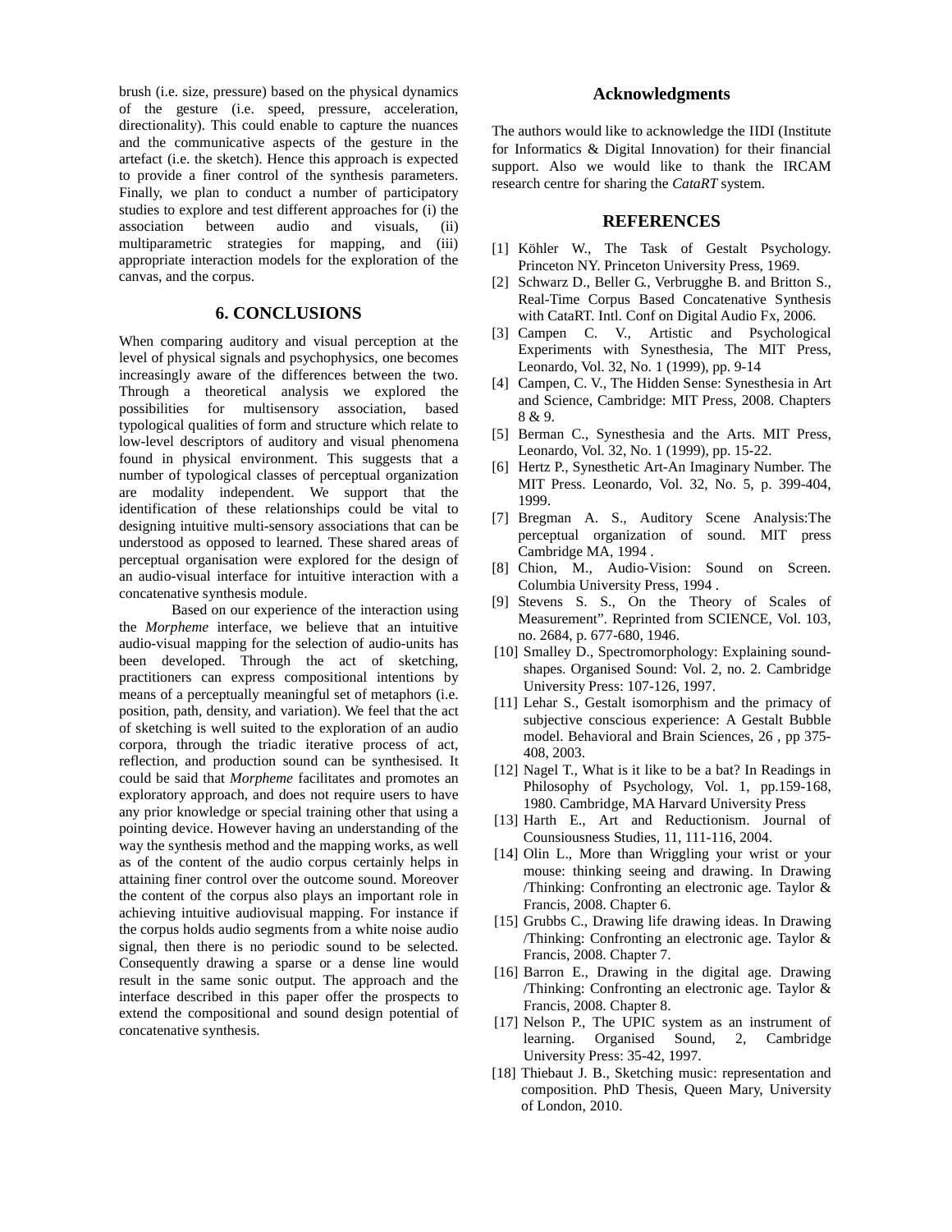brush (i.e. size, pressure) based on the physical dynamics of the gesture (i.e. speed, pressure, acceleration, directionality). This could enable to capture the nuances and the communicative aspects of the gesture in the artefact (i.e. the sketch). Hence this approach is expected to provide a finer control of the synthesis parameters. Finally, we plan to conduct a number of participatory studies to explore and test different approaches for (i) the association between audio and visuals, (ii) multiparametric strategies for mapping, and (iii) appropriate interaction models for the exploration of the canvas, and the corpus.

## 6. CONCLUSIONS

When comparing auditory and visual perception at the level of physical signals and psychophysics, one becomes increasingly aware of the differences between the two. Through a theoretical analysis we explored the possibilities for multisensory association, based typological qualities of form and structure which relate to low-level descriptors of auditory and visual phenomena found in physical environment. This suggests that a number of typological classes of perceptual organization are modality independent. We support that the identification of these relationships could be vital to designing intuitive multi-sensory associations that can be understood as opposed to learned. These shared areas of perceptual organisation were explored for the design of an audio-visual interface for intuitive interaction with a concatenative synthesis module.

Based on our experience of the interaction using the *Morpheme* interface, we believe that an intuitive audio-visual mapping for the selection of audio-units has been developed. Through the act of sketching, practitioners can express compositional intentions by means of a perceptually meaningful set of metaphors (i.e. position, path, density, and variation). We feel that the act of sketching is well suited to the exploration of an audio corpora, through the triadic iterative process of act, reflection, and production sound can be synthesised. It could be said that *Morpheme* facilitates and promotes an exploratory approach, and does not require users to have any prior knowledge or special training other that using a pointing device. However having an understanding of the way the synthesis method and the mapping works, as well as of the content of the audio corpus certainly helps in attaining finer control over the outcome sound. Moreover the content of the corpus also plays an important role in achieving intuitive audiovisual mapping. For instance if the corpus holds audio segments from a white noise audio signal, then there is no periodic sound to be selected. Consequently drawing a sparse or a dense line would result in the same sonic output. The approach and the interface described in this paper offer the prospects to extend the compositional and sound design potential of concatenative synthesis.

## Acknowledgments

The authors would like to acknowledge the IIDI (Institute for Informatics & Digital Innovation) for their financial support. Also we would like to thank the IRCAM research centre for sharing the *CataRT* system.

## REFERENCES

[1] Köhler W., The Task of Gestalt Psychology. Princeton NY. Princeton University Press, 1969.

[2] Schwarz D., Beller G., Verbrugghe B. and Britton S., Real-Time Corpus Based Concatenative Synthesis with CataRT. Intl. Conf on Digital Audio Fx, 2006.

[3] Campen C. V., Artistic and Psychological Experiments with Synesthesia, The MIT Press, Leonardo, Vol. 32, No. 1 (1999), pp. 9-14

[4] Campen, C. V., The Hidden Sense: Synesthesia in Art and Science, Cambridge: MIT Press, 2008. Chapters 8 & 9.

[5] Berman C., Synesthesia and the Arts. MIT Press, Leonardo, Vol. 32, No. 1 (1999), pp. 15-22.

[6] Hertz P., Synesthetic Art-An Imaginary Number. The MIT Press. Leonardo, Vol. 32, No. 5, p. 399-404, 1999.

[7] Bregman A. S., Auditory Scene Analysis:The perceptual organization of sound. MIT press Cambridge MA, 1994 .

[8] Chion, M., Audio-Vision: Sound on Screen. Columbia University Press, 1994 .

[9] Stevens S. S., On the Theory of Scales of Measurement". Reprinted from SCIENCE, Vol. 103, no. 2684, p. 677-680, 1946.

[10] Smalley D., Spectromorphology: Explaining sound-shapes. Organised Sound: Vol. 2, no. 2. Cambridge University Press: 107-126, 1997.

[11] Lehar S., Gestalt isomorphism and the primacy of subjective conscious experience: A Gestalt Bubble model. Behavioral and Brain Sciences, 26 , pp 375-408, 2003.

[12] Nagel T., What is it like to be a bat? In Readings in Philosophy of Psychology, Vol. 1, pp.159-168, 1980. Cambridge, MA Harvard University Press

[13] Harth E., Art and Reductionism. Journal of Counsiousness Studies, 11, 111-116, 2004.

[14] Olin L., More than Wriggling your wrist or your mouse: thinking seeing and drawing. In Drawing /Thinking: Confronting an electronic age. Taylor & Francis, 2008. Chapter 6.

[15] Grubbs C., Drawing life drawing ideas. In Drawing /Thinking: Confronting an electronic age. Taylor & Francis, 2008. Chapter 7.

[16] Barron E., Drawing in the digital age. Drawing /Thinking: Confronting an electronic age. Taylor & Francis, 2008. Chapter 8.

[17] Nelson P., The UPIC system as an instrument of learning. Organised Sound, 2, Cambridge University Press: 35-42, 1997.

[18] Thiebaut J. B., Sketching music: representation and composition. PhD Thesis, Queen Mary, University of London, 2010.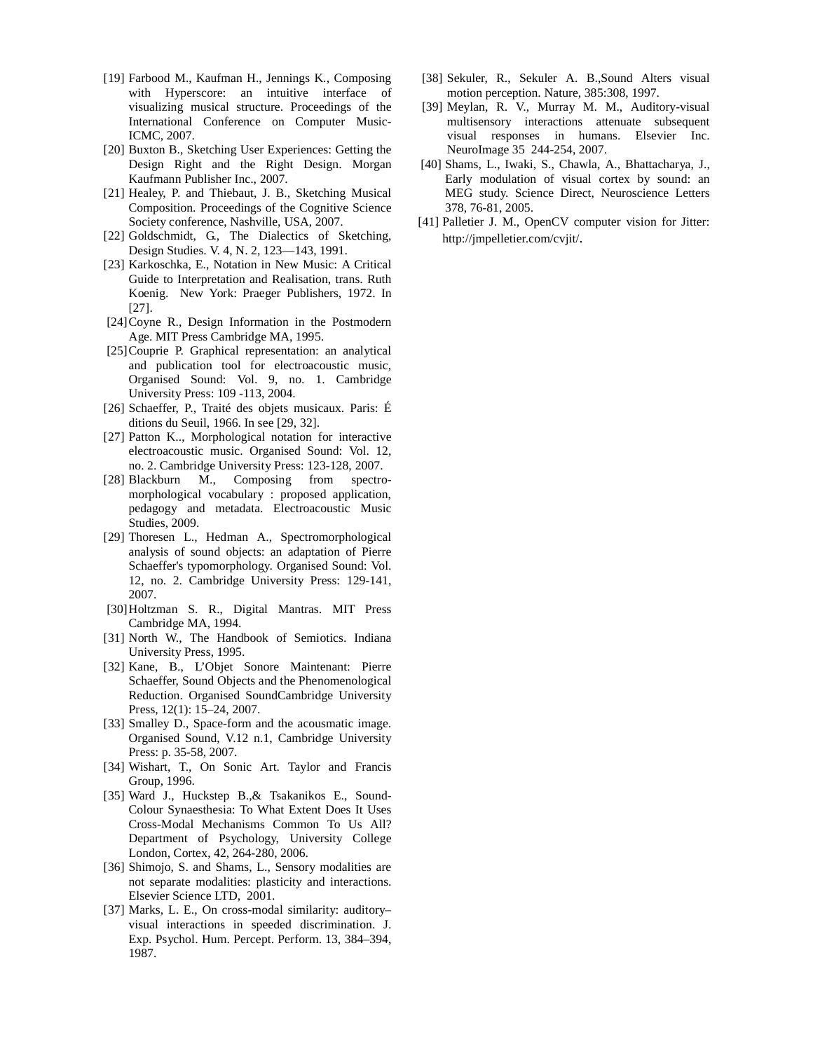[19] Farbood M., Kaufman H., Jennings K., Composing with Hyperscore: an intuitive interface of visualizing musical structure. Proceedings of the International Conference on Computer Music-ICMC, 2007.

[20] Buxton B., Sketching User Experiences: Getting the Design Right and the Right Design. Morgan Kaufmann Publisher Inc., 2007.

[21] Healey, P. and Thiebaut, J. B., Sketching Musical Composition. Proceedings of the Cognitive Science Society conference, Nashville, USA, 2007.

[22] Goldschmidt, G., The Dialectics of Sketching, Design Studies. V. 4, N. 2, 123—143, 1991.

[23] Karkoschka, E., Notation in New Music: A Critical Guide to Interpretation and Realisation, trans. Ruth Koenig. New York: Praeger Publishers, 1972. In [27].

[24] Coyne R., Design Information in the Postmodern Age. MIT Press Cambridge MA, 1995.

[25] Couprie P. Graphical representation: an analytical and publication tool for electroacoustic music, Organised Sound: Vol. 9, no. 1. Cambridge University Press: 109 -113, 2004.

[26] Schaeffer, P., Traité des objets musicaux. Paris: Éditions du Seuil, 1966. In see [29, 32].

[27] Patton K.., Morphological notation for interactive electroacoustic music. Organised Sound: Vol. 12, no. 2. Cambridge University Press: 123-128, 2007.

[28] Blackburn M., Composing from spectro-morphological vocabulary : proposed application, pedagogy and metadata. Electroacoustic Music Studies, 2009.

[29] Thoresen L., Hedman A., Spectromorphological analysis of sound objects: an adaptation of Pierre Schaeffer's typomorphology. Organised Sound: Vol. 12, no. 2. Cambridge University Press: 129-141, 2007.

[30] Holtzman S. R., Digital Mantras. MIT Press Cambridge MA, 1994.

[31] North W., The Handbook of Semiotics. Indiana University Press, 1995.

[32] Kane, B., L'Objet Sonore Maintenant: Pierre Schaeffer, Sound Objects and the Phenomenological Reduction. Organised SoundCambridge University Press, 12(1): 15–24, 2007.

[33] Smalley D., Space-form and the acousmatic image. Organised Sound, V.12 n.1, Cambridge University Press: p. 35-58, 2007.

[34] Wishart, T., On Sonic Art. Taylor and Francis Group, 1996.

[35] Ward J., Huckstep B.,& Tsakanikos E., Sound-Colour Synaesthesia: To What Extent Does It Uses Cross-Modal Mechanisms Common To Us All? Department of Psychology, University College London, Cortex, 42, 264-280, 2006.

[36] Shimojo, S. and Shams, L., Sensory modalities are not separate modalities: plasticity and interactions. Elsevier Science LTD, 2001.

[37] Marks, L. E., On cross-modal similarity: auditory–visual interactions in speeded discrimination. J. Exp. Psychol. Hum. Percept. Perform. 13, 384–394, 1987.

[38] Sekuler, R., Sekuler A. B.,Sound Alters visual motion perception. Nature, 385:308, 1997.

[39] Meylan, R. V., Murray M. M., Auditory-visual multisensory interactions attenuate subsequent visual responses in humans. Elsevier Inc. NeuroImage 35 244-254, 2007.

[40] Shams, L., Iwaki, S., Chawla, A., Bhattacharya, J., Early modulation of visual cortex by sound: an MEG study. Science Direct, Neuroscience Letters 378, 76-81, 2005.

[41] Palletier J. M., OpenCV computer vision for Jitter: http://jmpelletier.com/cvjit/.